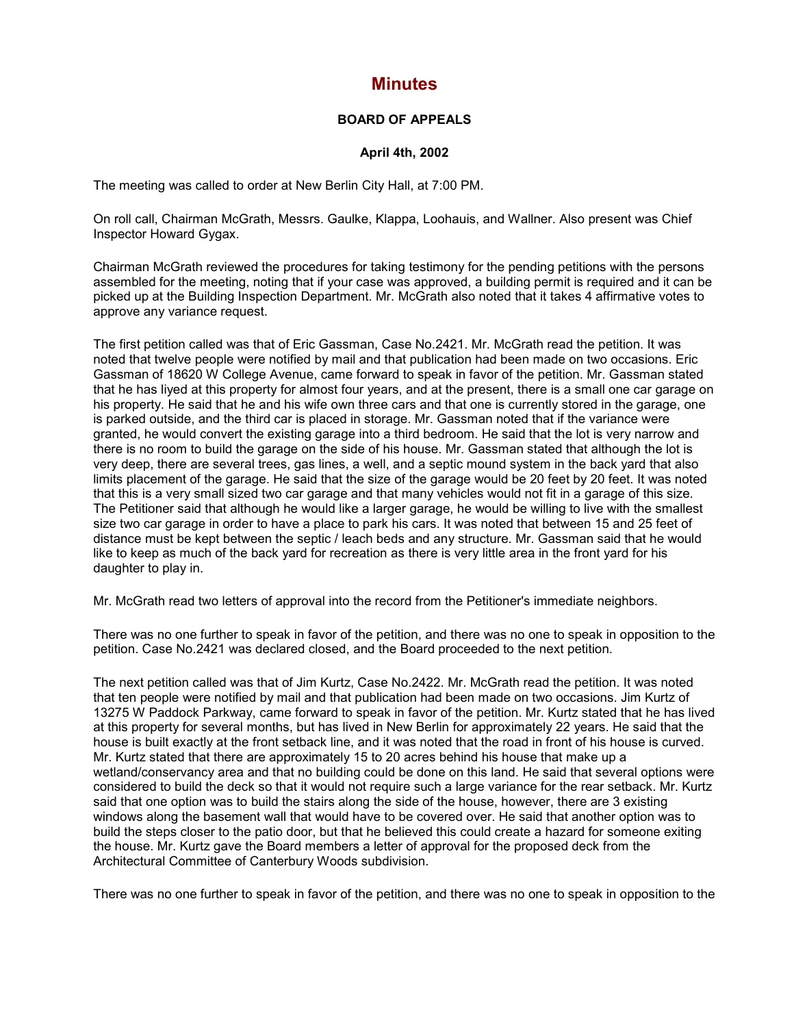# Minutes

**BOARD OF APPEALS**

**April 4th, 2002**

The meeting was called to order at New Berlin City Hall, at 7:00 PM.

On roll call, Chairman McGrath, Messrs. Gaulke, Klappa, Loohauis, and Wallner. Also present was Chief Inspector Howard Gygax.

Chairman McGrath reviewed the procedures for taking testimony for the pending petitions with the persons assembled for the meeting, noting that if your case was approved, a building permit is required and it can be picked up at the Building Inspection Department. Mr. McGrath also noted that it takes 4 affirmative votes to approve any variance request.

The first petition called was that of Eric Gassman, Case No.2421. Mr. McGrath read the petition. It was noted that twelve people were notified by mail and that publication had been made on two occasions. Eric Gassman of 18620 W College Avenue, came forward to speak in favor of the petition. Mr. Gassman stated that he has liyed at this property for almost four years, and at the present, there is a small one car garage on his property. He said that he and his wife own three cars and that one is currently stored in the garage, one is parked outside, and the third car is placed in storage. Mr. Gassman noted that if the variance were granted, he would convert the existing garage into a third bedroom. He said that the lot is very narrow and there is no room to build the garage on the side of his house. Mr. Gassman stated that although the lot is very deep, there are several trees, gas lines, a well, and a septic mound system in the back yard that also limits placement of the garage. He said that the size of the garage would be 20 feet by 20 feet. It was noted that this is a very small sized two car garage and that many vehicles would not fit in a garage of this size. The Petitioner said that although he would like a larger garage, he would be willing to live with the smallest size two car garage in order to have a place to park his cars. It was noted that between 15 and 25 feet of distance must be kept between the septic / leach beds and any structure. Mr. Gassman said that he would like to keep as much of the back yard for recreation as there is very little area in the front yard for his daughter to play in.

Mr. McGrath read two letters of approval into the record from the Petitioner's immediate neighbors.

There was no one further to speak in favor of the petition, and there was no one to speak in opposition to the petition. Case No.2421 was declared closed, and the Board proceeded to the next petition.

The next petition called was that of Jim Kurtz, Case No.2422. Mr. McGrath read the petition. It was noted that ten people were notified by mail and that publication had been made on two occasions. Jim Kurtz of 13275 W Paddock Parkway, came forward to speak in favor of the petition. Mr. Kurtz stated that he has lived at this property for several months, but has lived in New Berlin for approximately 22 years. He said that the house is built exactly at the front setback line, and it was noted that the road in front of his house is curved. Mr. Kurtz stated that there are approximately 15 to 20 acres behind his house that make up a wetland/conservancy area and that no building could be done on this land. He said that several options were considered to build the deck so that it would not require such a large variance for the rear setback. Mr. Kurtz said that one option was to build the stairs along the side of the house, however, there are 3 existing windows along the basement wall that would have to be covered over. He said that another option was to build the steps closer to the patio door, but that he believed this could create a hazard for someone exiting the house. Mr. Kurtz gave the Board members a letter of approval for the proposed deck from the Architectural Committee of Canterbury Woods subdivision.

There was no one further to speak in favor of the petition, and there was no one to speak in opposition to the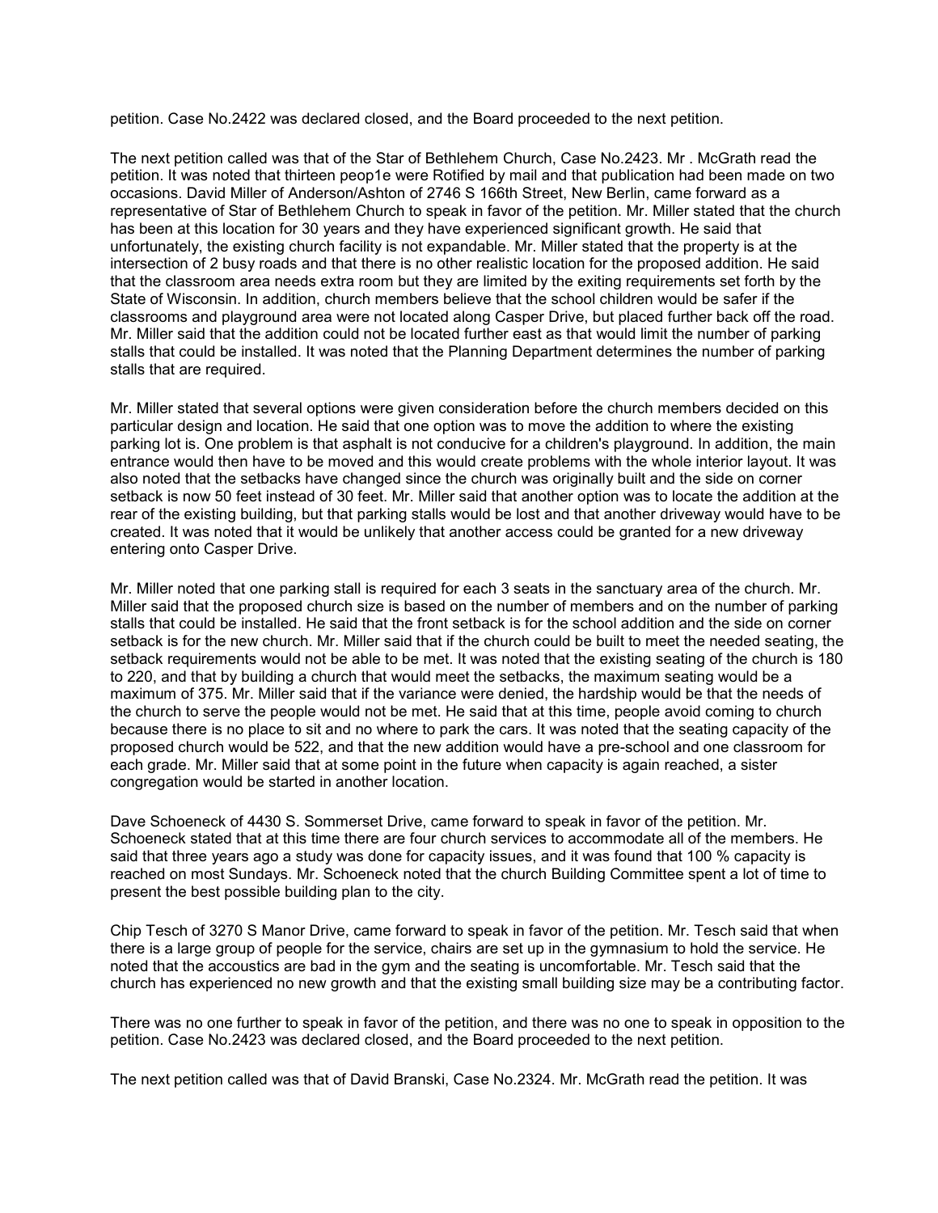petition. Case No.2422 was declared closed, and the Board proceeded to the next petition.

The next petition called was that of the Star of Bethlehem Church, Case No.2423. Mr . McGrath read the petition. It was noted that thirteen peop1e were Rotified by mail and that publication had been made on two occasions. David Miller of Anderson/Ashton of 2746 S 166th Street, New Berlin, came forward as a representative of Star of Bethlehem Church to speak in favor of the petition. Mr. Miller stated that the church has been at this location for 30 years and they have experienced significant growth. He said that unfortunately, the existing church facility is not expandable. Mr. Miller stated that the property is at the intersection of 2 busy roads and that there is no other realistic location for the proposed addition. He said that the classroom area needs extra room but they are limited by the exiting requirements set forth by the State of Wisconsin. In addition, church members believe that the school children would be safer if the classrooms and playground area were not located along Casper Drive, but placed further back off the road. Mr. Miller said that the addition could not be located further east as that would limit the number of parking stalls that could be installed. It was noted that the Planning Department determines the number of parking stalls that are required.

Mr. Miller stated that several options were given consideration before the church members decided on this particular design and location. He said that one option was to move the addition to where the existing parking lot is. One problem is that asphalt is not conducive for a children's playground. In addition, the main entrance would then have to be moved and this would create problems with the whole interior layout. It was also noted that the setbacks have changed since the church was originally built and the side on corner setback is now 50 feet instead of 30 feet. Mr. Miller said that another option was to locate the addition at the rear of the existing building, but that parking stalls would be lost and that another driveway would have to be created. It was noted that it would be unlikely that another access could be granted for a new driveway entering onto Casper Drive.

Mr. Miller noted that one parking stall is required for each 3 seats in the sanctuary area of the church. Mr. Miller said that the proposed church size is based on the number of members and on the number of parking stalls that could be installed. He said that the front setback is for the school addition and the side on corner setback is for the new church. Mr. Miller said that if the church could be built to meet the needed seating, the setback requirements would not be able to be met. It was noted that the existing seating of the church is 180 to 220, and that by building a church that would meet the setbacks, the maximum seating would be a maximum of 375. Mr. Miller said that if the variance were denied, the hardship would be that the needs of the church to serve the people would not be met. He said that at this time, people avoid coming to church because there is no place to sit and no where to park the cars. It was noted that the seating capacity of the proposed church would be 522, and that the new addition would have a pre-school and one classroom for each grade. Mr. Miller said that at some point in the future when capacity is again reached, a sister congregation would be started in another location.

Dave Schoeneck of 4430 S. Sommerset Drive, came forward to speak in favor of the petition. Mr. Schoeneck stated that at this time there are four church services to accommodate all of the members. He said that three years ago a study was done for capacity issues, and it was found that 100 % capacity is reached on most Sundays. Mr. Schoeneck noted that the church Building Committee spent a lot of time to present the best possible building plan to the city.

Chip Tesch of 3270 S Manor Drive, came forward to speak in favor of the petition. Mr. Tesch said that when there is a large group of people for the service, chairs are set up in the gymnasium to hold the service. He noted that the accoustics are bad in the gym and the seating is uncomfortable. Mr. Tesch said that the church has experienced no new growth and that the existing small building size may be a contributing factor.

There was no one further to speak in favor of the petition, and there was no one to speak in opposition to the petition. Case No.2423 was declared closed, and the Board proceeded to the next petition.

The next petition called was that of David Branski, Case No.2324. Mr. McGrath read the petition. It was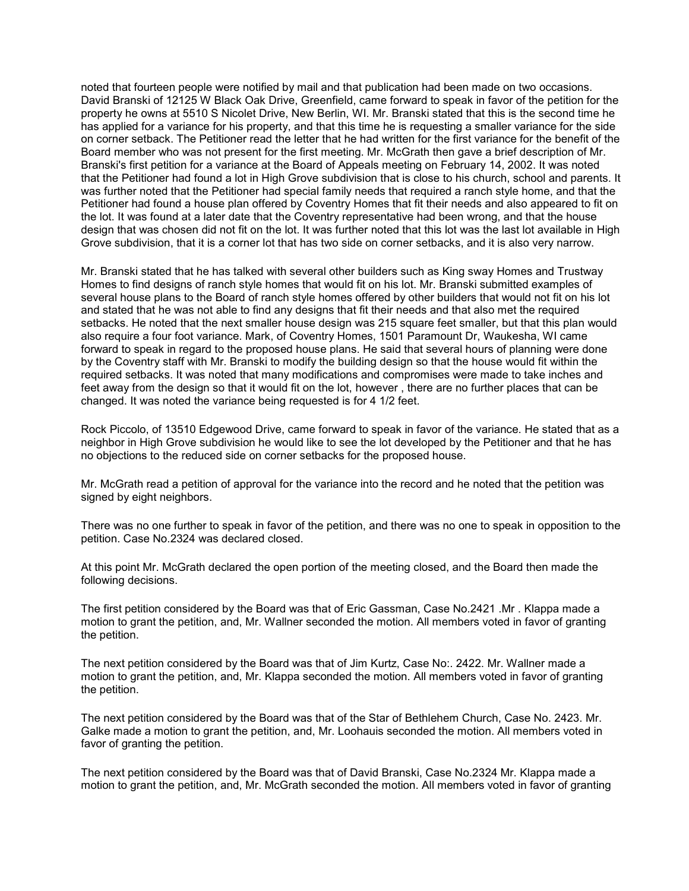noted that fourteen people were notified by mail and that publication had been made on two occasions. David Branski of 12125 W Black Oak Drive, Greenfield, came forward to speak in favor of the petition for the property he owns at 5510 S Nicolet Drive, New Berlin, WI. Mr. Branski stated that this is the second time he has applied for a variance for his property, and that this time he is requesting a smaller variance for the side on corner setback. The Petitioner read the letter that he had written for the first variance for the benefit of the Board member who was not present for the first meeting. Mr. McGrath then gave a brief description of Mr. Branski's first petition for a variance at the Board of Appeals meeting on February 14, 2002. It was noted that the Petitioner had found a lot in High Grove subdivision that is close to his church, school and parents. It was further noted that the Petitioner had special family needs that required a ranch style home, and that the Petitioner had found a house plan offered by Coventry Homes that fit their needs and also appeared to fit on the lot. It was found at a later date that the Coventry representative had been wrong, and that the house design that was chosen did not fit on the lot. It was further noted that this lot was the last lot available in High Grove subdivision, that it is a corner lot that has two side on corner setbacks, and it is also very narrow.

Mr. Branski stated that he has talked with several other builders such as King sway Homes and Trustway Homes to find designs of ranch style homes that would fit on his lot. Mr. Branski submitted examples of several house plans to the Board of ranch style homes offered by other builders that would not fit on his lot and stated that he was not able to find any designs that fit their needs and that also met the required setbacks. He noted that the next smaller house design was 215 square feet smaller, but that this plan would also require a four foot variance. Mark, of Coventry Homes, 1501 Paramount Dr, Waukesha, WI came forward to speak in regard to the proposed house plans. He said that several hours of planning were done by the Coventry staff with Mr. Branski to modify the building design so that the house would fit within the required setbacks. It was noted that many modifications and compromises were made to take inches and feet away from the design so that it would fit on the lot, however , there are no further places that can be changed. It was noted the variance being requested is for 4 1/2 feet.

Rock Piccolo, of 13510 Edgewood Drive, came forward to speak in favor of the variance. He stated that as a neighbor in High Grove subdivision he would like to see the lot developed by the Petitioner and that he has no objections to the reduced side on corner setbacks for the proposed house.

Mr. McGrath read a petition of approval for the variance into the record and he noted that the petition was signed by eight neighbors.

There was no one further to speak in favor of the petition, and there was no one to speak in opposition to the petition. Case No.2324 was declared closed.

At this point Mr. McGrath declared the open portion of the meeting closed, and the Board then made the following decisions.

The first petition considered by the Board was that of Eric Gassman, Case No.2421 .Mr . Klappa made a motion to grant the petition, and, Mr. Wallner seconded the motion. All members voted in favor of granting the petition.

The next petition considered by the Board was that of Jim Kurtz, Case No:. 2422. Mr. Wallner made a motion to grant the petition, and, Mr. Klappa seconded the motion. All members voted in favor of granting the petition.

The next petition considered by the Board was that of the Star of Bethlehem Church, Case No. 2423. Mr. Galke made a motion to grant the petition, and, Mr. Loohauis seconded the motion. All members voted in favor of granting the petition.

The next petition considered by the Board was that of David Branski, Case No.2324 Mr. Klappa made a motion to grant the petition, and, Mr. McGrath seconded the motion. All members voted in favor of granting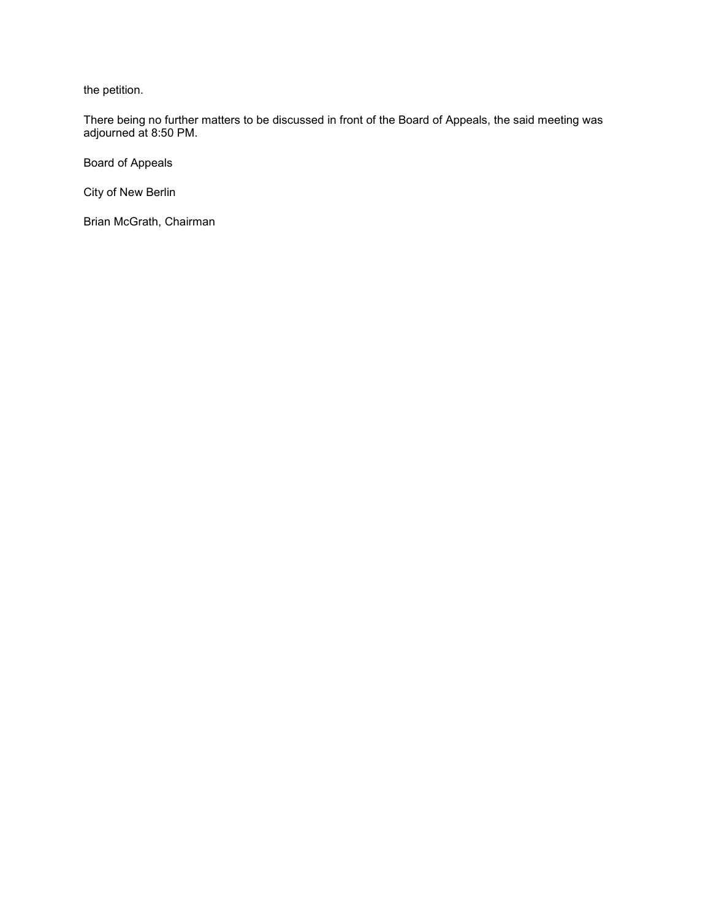the petition.

There being no further matters to be discussed in front of the Board of Appeals, the said meeting was adjourned at 8:50 PM.

Board of Appeals

City of New Berlin

Brian McGrath, Chairman